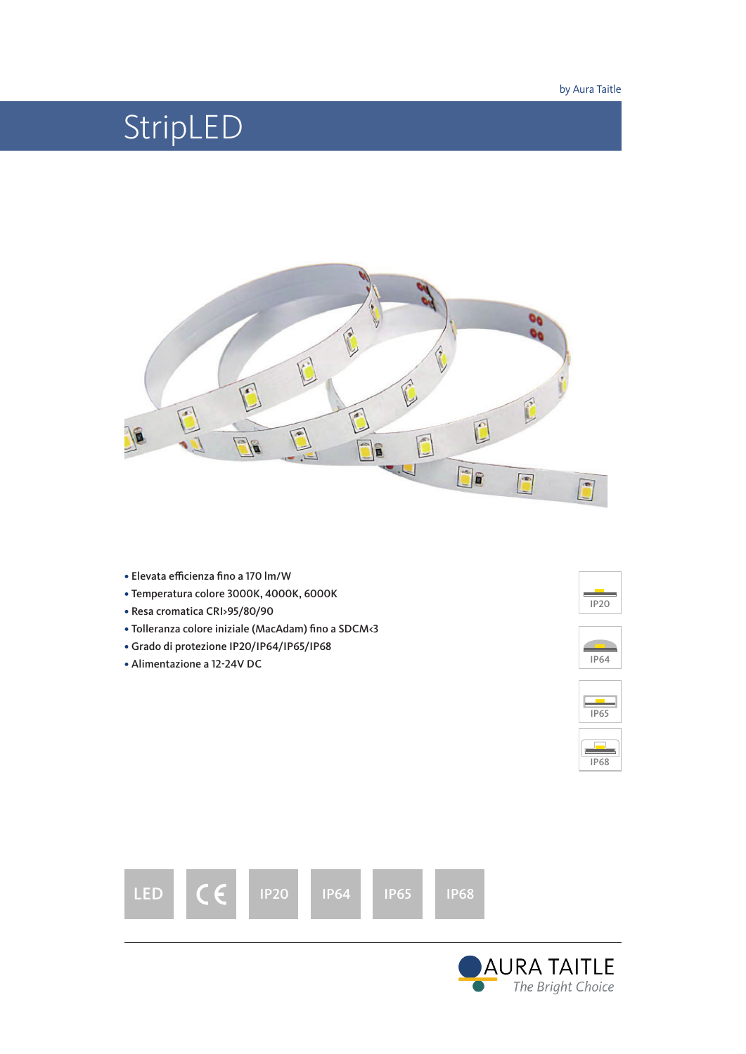by Aura Taitle

# StripLED

- Elevata efficienza fino a 170 lm/W
- Temperatura colore 3000K, 4000K, 6000K
- Resa cromatica CRI>95/80/90
- Tolleranza colore iniziale (MacAdam) fino a SDCM<3
- Grado di protezione IP20/IP64/IP65/IP68
- Alimentazione a 12-24V DC

IP20

IP64

IP65

IP68

LED | CE | IP20 | IP64 | IP65 | IP68

AURA TAITLE

*The Bright Choice*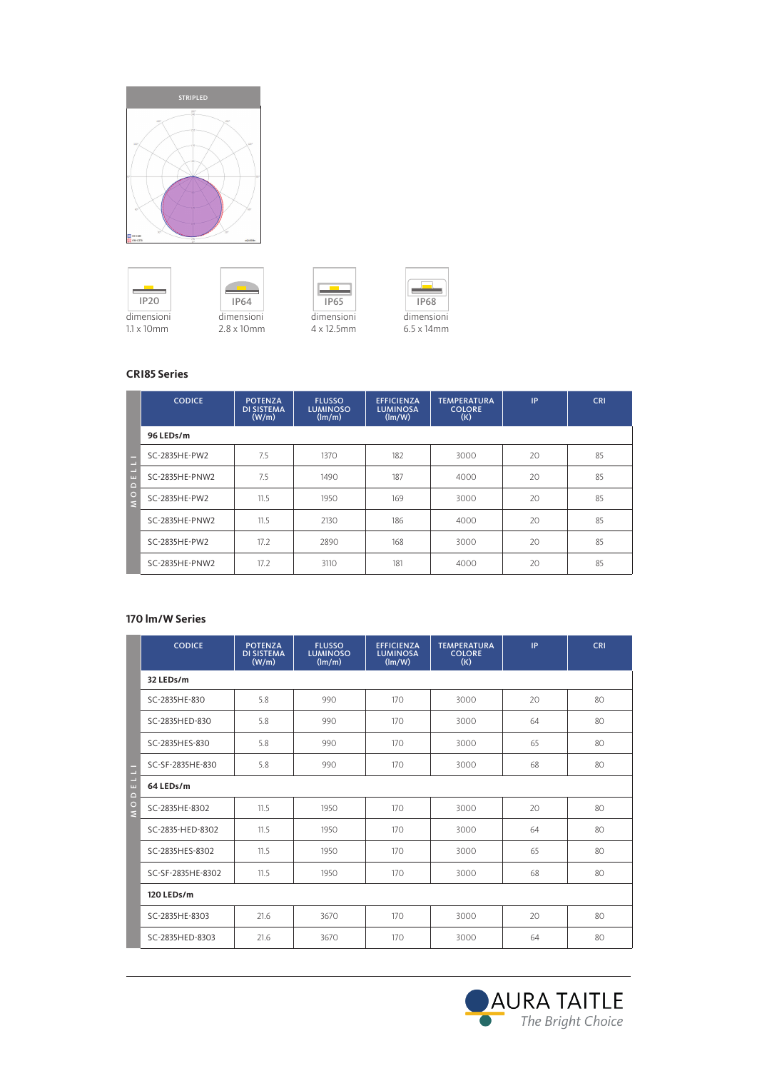STRIPLED

IP20
dimensioni
1.1 x 10mm

IP64
dimensioni
2.8 x 10mm

IP65
dimensioni
4 x 12.5mm

IP68
dimensioni
6.5 x 14mm

### CRI85 Series

| CODICE | POTENZA DI SISTEMA (W/m) | FLUSSO LUMINOSO (lm/m) | EFFICIENZA LUMINOSA (lm/W) | TEMPERATURA COLORE (K) | IP | CRI |
|---|---|---|---|---|---|---|
| **96 LEDs/m** | | | | | | |
| SC-2835HE-PW2 | 7.5 | 1370 | 182 | 3000 | 20 | 85 |
| SC-2835HE-PNW2 | 7.5 | 1490 | 187 | 4000 | 20 | 85 |
| SC-2835HE-PW2 | 11.5 | 1950 | 169 | 3000 | 20 | 85 |
| SC-2835HE-PNW2 | 11.5 | 2130 | 186 | 4000 | 20 | 85 |
| SC-2835HE-PW2 | 17.2 | 2890 | 168 | 3000 | 20 | 85 |
| SC-2835HE-PNW2 | 17.2 | 3110 | 181 | 4000 | 20 | 85 |

### 170 lm/W Series

| CODICE | POTENZA DI SISTEMA (W/m) | FLUSSO LUMINOSO (lm/m) | EFFICIENZA LUMINOSA (lm/W) | TEMPERATURA COLORE (K) | IP | CRI |
|---|---|---|---|---|---|---|
| **32 LEDs/m** | | | | | | |
| SC-2835HE-830 | 5.8 | 990 | 170 | 3000 | 20 | 80 |
| SC-2835HED-830 | 5.8 | 990 | 170 | 3000 | 64 | 80 |
| SC-2835HES-830 | 5.8 | 990 | 170 | 3000 | 65 | 80 |
| SC-SF-2835HE-830 | 5.8 | 990 | 170 | 3000 | 68 | 80 |
| **64 LEDs/m** | | | | | | |
| SC-2835HE-8302 | 11.5 | 1950 | 170 | 3000 | 20 | 80 |
| SC-2835-HED-8302 | 11.5 | 1950 | 170 | 3000 | 64 | 80 |
| SC-2835HES-8302 | 11.5 | 1950 | 170 | 3000 | 65 | 80 |
| SC-SF-2835HE-8302 | 11.5 | 1950 | 170 | 3000 | 68 | 80 |
| **120 LEDs/m** | | | | | | |
| SC-2835HE-8303 | 21.6 | 3670 | 170 | 3000 | 20 | 80 |
| SC-2835HED-8303 | 21.6 | 3670 | 170 | 3000 | 64 | 80 |

AURA TAITLE
*The Bright Choice*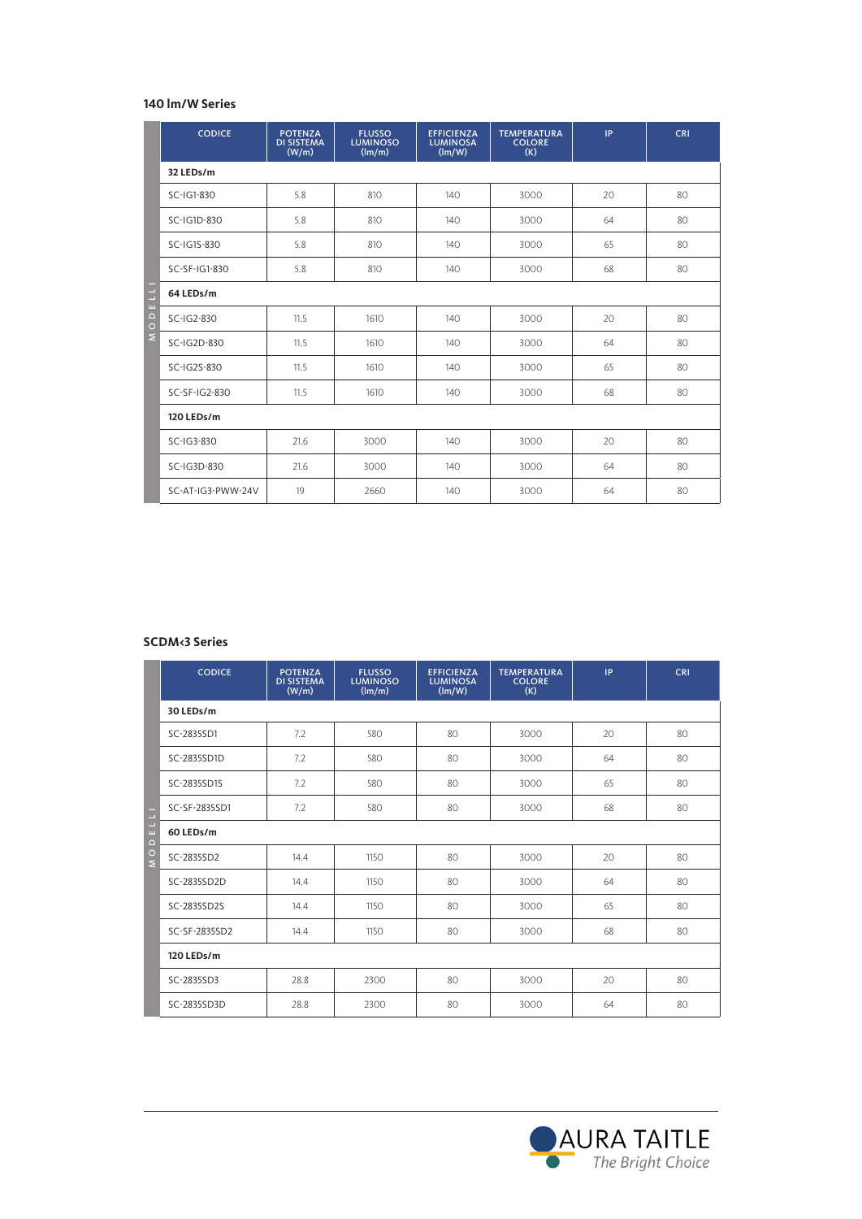### 140 lm/W Series

| MODELLI | CODICE | POTENZA DI SISTEMA (W/m) | FLUSSO LUMINOSO (lm/m) | EFFICIENZA LUMINOSA (lm/W) | TEMPERATURA COLORE (K) | IP | CRI |
|---|---|---|---|---|---|---|---|
| | **32 LEDs/m** | | | | | | |
| | SC-IG1-830 | 5.8 | 810 | 140 | 3000 | 20 | 80 |
| | SC-IG1D-830 | 5.8 | 810 | 140 | 3000 | 64 | 80 |
| | SC-IG1S-830 | 5.8 | 810 | 140 | 3000 | 65 | 80 |
| | SC-SF-IG1-830 | 5.8 | 810 | 140 | 3000 | 68 | 80 |
| | **64 LEDs/m** | | | | | | |
| | SC-IG2-830 | 11.5 | 1610 | 140 | 3000 | 20 | 80 |
| | SC-IG2D-830 | 11.5 | 1610 | 140 | 3000 | 64 | 80 |
| | SC-IG2S-830 | 11.5 | 1610 | 140 | 3000 | 65 | 80 |
| | SC-SF-IG2-830 | 11.5 | 1610 | 140 | 3000 | 68 | 80 |
| | **120 LEDs/m** | | | | | | |
| | SC-IG3-830 | 21.6 | 3000 | 140 | 3000 | 20 | 80 |
| | SC-IG3D-830 | 21.6 | 3000 | 140 | 3000 | 64 | 80 |
| | SC-AT-IG3-PWW-24V | 19 | 2660 | 140 | 3000 | 64 | 80 |

### SCDM<3 Series

| MODELLI | CODICE | POTENZA DI SISTEMA (W/m) | FLUSSO LUMINOSO (lm/m) | EFFICIENZA LUMINOSA (lm/W) | TEMPERATURA COLORE (K) | IP | CRI |
|---|---|---|---|---|---|---|---|
| | **30 LEDs/m** | | | | | | |
| | SC-2835SD1 | 7.2 | 580 | 80 | 3000 | 20 | 80 |
| | SC-2835SD1D | 7.2 | 580 | 80 | 3000 | 64 | 80 |
| | SC-2835SD1S | 7.2 | 580 | 80 | 3000 | 65 | 80 |
| | SC-SF-2835SD1 | 7.2 | 580 | 80 | 3000 | 68 | 80 |
| | **60 LEDs/m** | | | | | | |
| | SC-2835SD2 | 14.4 | 1150 | 80 | 3000 | 20 | 80 |
| | SC-2835SD2D | 14.4 | 1150 | 80 | 3000 | 64 | 80 |
| | SC-2835SD2S | 14.4 | 1150 | 80 | 3000 | 65 | 80 |
| | SC-SF-2835SD2 | 14.4 | 1150 | 80 | 3000 | 68 | 80 |
| | **120 LEDs/m** | | | | | | |
| | SC-2835SD3 | 28.8 | 2300 | 80 | 3000 | 20 | 80 |
| | SC-2835SD3D | 28.8 | 2300 | 80 | 3000 | 64 | 80 |

AURA TAITLE
*The Bright Choice*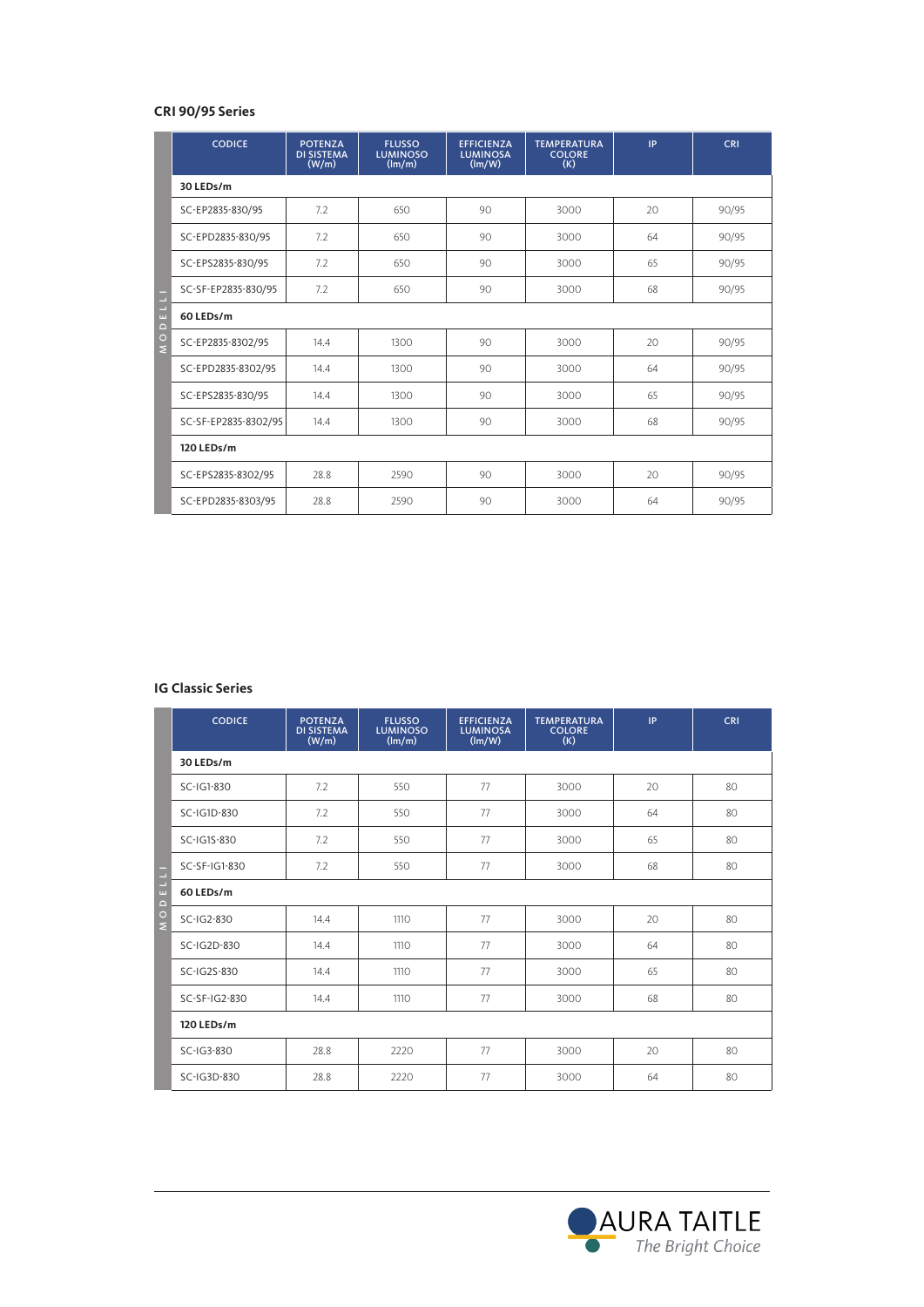### CRI 90/95 Series

| | CODICE | POTENZA DI SISTEMA (W/m) | FLUSSO LUMINOSO (lm/m) | EFFICIENZA LUMINOSA (lm/W) | TEMPERATURA COLORE (K) | IP | CRI |
|---|---|---|---|---|---|---|---|
| MODELLI | **30 LEDs/m** | | | | | | |
| | SC-EP2835-830/95 | 7.2 | 650 | 90 | 3000 | 20 | 90/95 |
| | SC-EPD2835-830/95 | 7.2 | 650 | 90 | 3000 | 64 | 90/95 |
| | SC-EPS2835-830/95 | 7.2 | 650 | 90 | 3000 | 65 | 90/95 |
| | SC-SF-EP2835-830/95 | 7.2 | 650 | 90 | 3000 | 68 | 90/95 |
| | **60 LEDs/m** | | | | | | |
| | SC-EP2835-8302/95 | 14.4 | 1300 | 90 | 3000 | 20 | 90/95 |
| | SC-EPD2835-8302/95 | 14.4 | 1300 | 90 | 3000 | 64 | 90/95 |
| | SC-EPS2835-830/95 | 14.4 | 1300 | 90 | 3000 | 65 | 90/95 |
| | SC-SF-EP2835-8302/95 | 14.4 | 1300 | 90 | 3000 | 68 | 90/95 |
| | **120 LEDs/m** | | | | | | |
| | SC-EPS2835-8302/95 | 28.8 | 2590 | 90 | 3000 | 20 | 90/95 |
| | SC-EPD2835-8303/95 | 28.8 | 2590 | 90 | 3000 | 64 | 90/95 |

### IG Classic Series

| | CODICE | POTENZA DI SISTEMA (W/m) | FLUSSO LUMINOSO (lm/m) | EFFICIENZA LUMINOSA (lm/W) | TEMPERATURA COLORE (K) | IP | CRI |
|---|---|---|---|---|---|---|---|
| MODELLI | **30 LEDs/m** | | | | | | |
| | SC-IG1-830 | 7.2 | 550 | 77 | 3000 | 20 | 80 |
| | SC-IG1D-830 | 7.2 | 550 | 77 | 3000 | 64 | 80 |
| | SC-IG1S-830 | 7.2 | 550 | 77 | 3000 | 65 | 80 |
| | SC-SF-IG1-830 | 7.2 | 550 | 77 | 3000 | 68 | 80 |
| | **60 LEDs/m** | | | | | | |
| | SC-IG2-830 | 14.4 | 1110 | 77 | 3000 | 20 | 80 |
| | SC-IG2D-830 | 14.4 | 1110 | 77 | 3000 | 64 | 80 |
| | SC-IG2S-830 | 14.4 | 1110 | 77 | 3000 | 65 | 80 |
| | SC-SF-IG2-830 | 14.4 | 1110 | 77 | 3000 | 68 | 80 |
| | **120 LEDs/m** | | | | | | |
| | SC-IG3-830 | 28.8 | 2220 | 77 | 3000 | 20 | 80 |
| | SC-IG3D-830 | 28.8 | 2220 | 77 | 3000 | 64 | 80 |

AURA TAITLE
*The Bright Choice*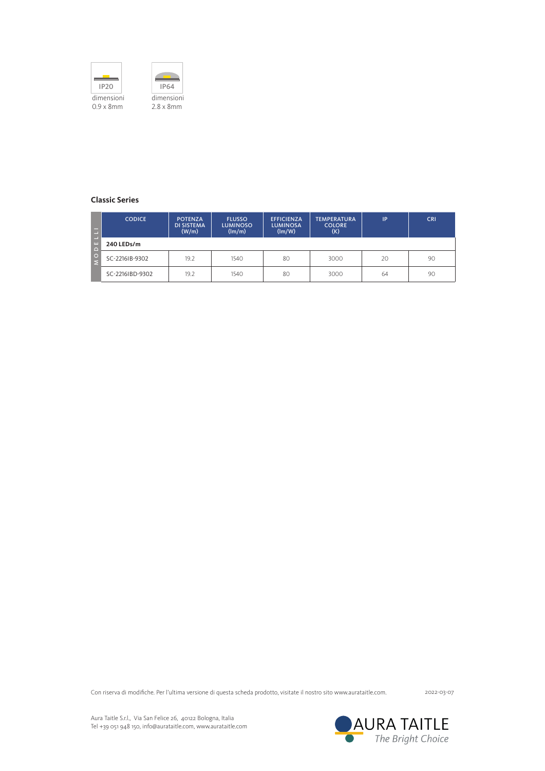IP20
dimensioni
0.9 x 8mm

IP64
dimensioni
2.8 x 8mm

**Classic Series**

MODELLI

| CODICE | POTENZA DI SISTEMA (W/m) | FLUSSO LUMINOSO (lm/m) | EFFICIENZA LUMINOSA (lm/W) | TEMPERATURA COLORE (K) | IP | CRI |
|---|---|---|---|---|---|---|
| **240 LEDs/m** | | | | | | |
| SC-2216IB-9302 | 19.2 | 1540 | 80 | 3000 | 20 | 90 |
| SC-2216IBD-9302 | 19.2 | 1540 | 80 | 3000 | 64 | 90 |

Con riserva di modifiche. Per l'ultima versione di questa scheda prodotto, visitate il nostro sito www.aurataitle.com.

2022-03-07

Aura Taitle S.r.l., Via San Felice 26, 40122 Bologna, Italia
Tel +39 051 948 150, info@aurataitle.com, www.aurataitle.com

AURA TAITLE
The Bright Choice